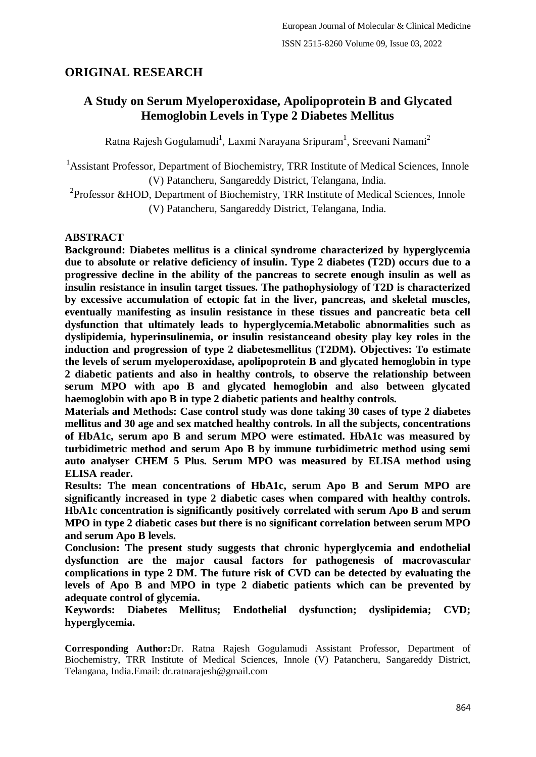## ORIGINAL RESEARCH

# A Study on Serum Myeloperoxidase, Apolipoprotein B and Glycated Hemoglobin Levels in Type 2 Diabetes Mellitus

Ratna Rajesh Gogulamudi[1], Laxmi Narayana Sripuram[1], Sreevani Namani[2]

[1]Assistant Professor, Department of Biochemistry, TRR Institute of Medical Sciences, Innole (V) Patancheru, Sangareddy District, Telangana, India.

[2]Professor &HOD, Department of Biochemistry, TRR Institute of Medical Sciences, Innole (V) Patancheru, Sangareddy District, Telangana, India.

### ABSTRACT

**Background: Diabetes mellitus is a clinical syndrome characterized by hyperglycemia due to absolute or relative deficiency of insulin. Type 2 diabetes (T2D) occurs due to a progressive decline in the ability of the pancreas to secrete enough insulin as well as insulin resistance in insulin target tissues. The pathophysiology of T2D is characterized by excessive accumulation of ectopic fat in the liver, pancreas, and skeletal muscles, eventually manifesting as insulin resistance in these tissues and pancreatic beta cell dysfunction that ultimately leads to hyperglycemia.Metabolic abnormalities such as dyslipidemia, hyperinsulinemia, or insulin resistanceand obesity play key roles in the induction and progression of type 2 diabetesmellitus (T2DM). Objectives: To estimate the levels of serum myeloperoxidase, apolipoprotein B and glycated hemoglobin in type 2 diabetic patients and also in healthy controls, to observe the relationship between serum MPO with apo B and glycated hemoglobin and also between glycated haemoglobin with apo B in type 2 diabetic patients and healthy controls.**

**Materials and Methods: Case control study was done taking 30 cases of type 2 diabetes mellitus and 30 age and sex matched healthy controls. In all the subjects, concentrations of HbA1c, serum apo B and serum MPO were estimated. HbA1c was measured by turbidimetric method and serum Apo B by immune turbidimetric method using semi auto analyser CHEM 5 Plus. Serum MPO was measured by ELISA method using ELISA reader.**

**Results: The mean concentrations of HbA1c, serum Apo B and Serum MPO are significantly increased in type 2 diabetic cases when compared with healthy controls. HbA1c concentration is significantly positively correlated with serum Apo B and serum MPO in type 2 diabetic cases but there is no significant correlation between serum MPO and serum Apo B levels.**

**Conclusion: The present study suggests that chronic hyperglycemia and endothelial dysfunction are the major causal factors for pathogenesis of macrovascular complications in type 2 DM. The future risk of CVD can be detected by evaluating the levels of Apo B and MPO in type 2 diabetic patients which can be prevented by adequate control of glycemia.**

**Keywords: Diabetes Mellitus; Endothelial dysfunction; dyslipidemia; CVD; hyperglycemia.**

**Corresponding Author:**Dr. Ratna Rajesh Gogulamudi Assistant Professor, Department of Biochemistry, TRR Institute of Medical Sciences, Innole (V) Patancheru, Sangareddy District, Telangana, India.Email: dr.ratnarajesh@gmail.com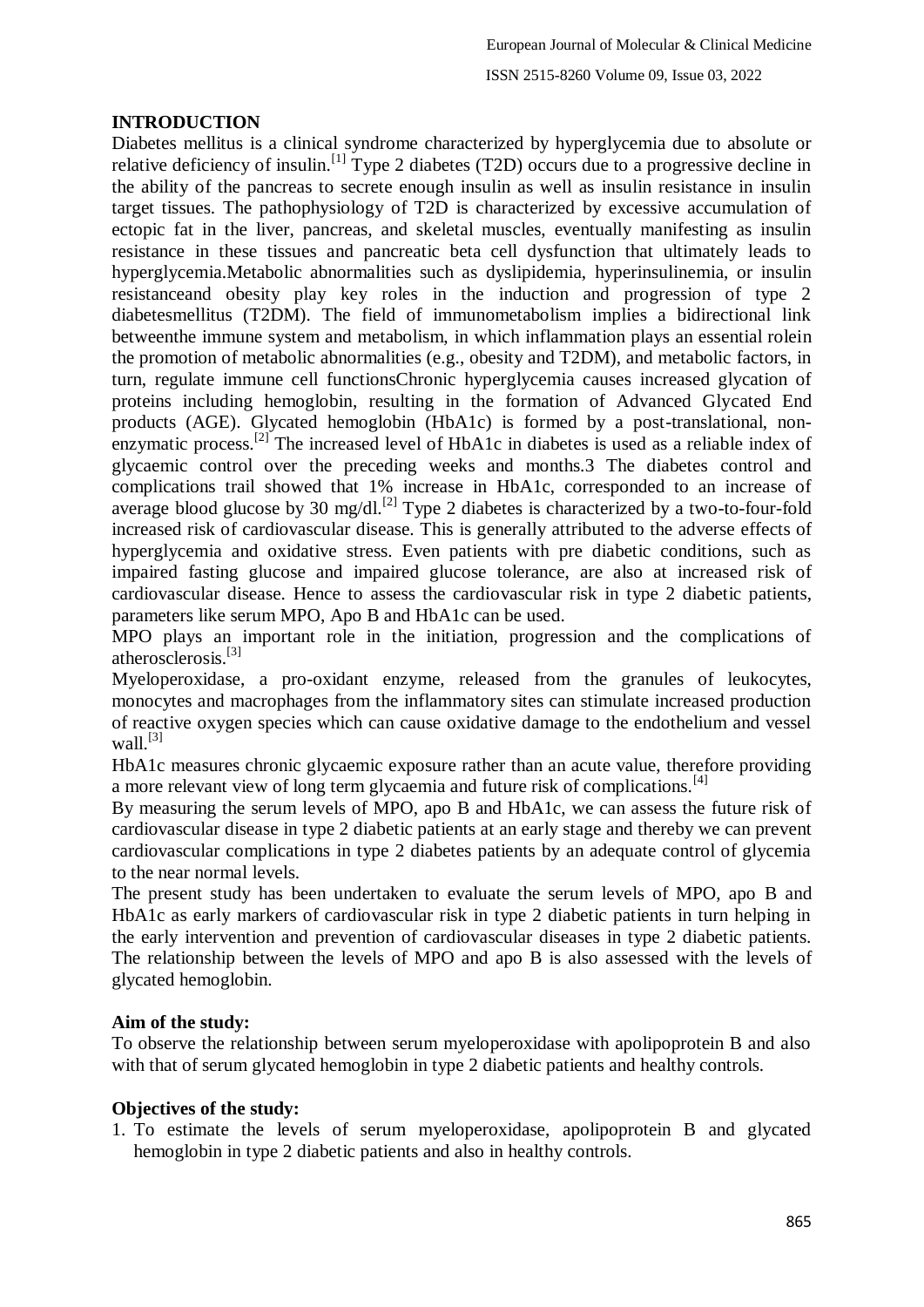## INTRODUCTION

Diabetes mellitus is a clinical syndrome characterized by hyperglycemia due to absolute or relative deficiency of insulin.[1] Type 2 diabetes (T2D) occurs due to a progressive decline in the ability of the pancreas to secrete enough insulin as well as insulin resistance in insulin target tissues. The pathophysiology of T2D is characterized by excessive accumulation of ectopic fat in the liver, pancreas, and skeletal muscles, eventually manifesting as insulin resistance in these tissues and pancreatic beta cell dysfunction that ultimately leads to hyperglycemia.Metabolic abnormalities such as dyslipidemia, hyperinsulinemia, or insulin resistanceand obesity play key roles in the induction and progression of type 2 diabetesmellitus (T2DM). The field of immunometabolism implies a bidirectional link betweenthe immune system and metabolism, in which inflammation plays an essential rolein the promotion of metabolic abnormalities (e.g., obesity and T2DM), and metabolic factors, in turn, regulate immune cell functionsChronic hyperglycemia causes increased glycation of proteins including hemoglobin, resulting in the formation of Advanced Glycated End products (AGE). Glycated hemoglobin (HbA1c) is formed by a post-translational, non-enzymatic process.[2] The increased level of HbA1c in diabetes is used as a reliable index of glycaemic control over the preceding weeks and months.3 The diabetes control and complications trail showed that 1% increase in HbA1c, corresponded to an increase of average blood glucose by 30 mg/dl.[2] Type 2 diabetes is characterized by a two-to-four-fold increased risk of cardiovascular disease. This is generally attributed to the adverse effects of hyperglycemia and oxidative stress. Even patients with pre diabetic conditions, such as impaired fasting glucose and impaired glucose tolerance, are also at increased risk of cardiovascular disease. Hence to assess the cardiovascular risk in type 2 diabetic patients, parameters like serum MPO, Apo B and HbA1c can be used.

MPO plays an important role in the initiation, progression and the complications of atherosclerosis.[3]

Myeloperoxidase, a pro-oxidant enzyme, released from the granules of leukocytes, monocytes and macrophages from the inflammatory sites can stimulate increased production of reactive oxygen species which can cause oxidative damage to the endothelium and vessel wall.[3]

HbA1c measures chronic glycaemic exposure rather than an acute value, therefore providing a more relevant view of long term glycaemia and future risk of complications.[4]

By measuring the serum levels of MPO, apo B and HbA1c, we can assess the future risk of cardiovascular disease in type 2 diabetic patients at an early stage and thereby we can prevent cardiovascular complications in type 2 diabetes patients by an adequate control of glycemia to the near normal levels.

The present study has been undertaken to evaluate the serum levels of MPO, apo B and HbA1c as early markers of cardiovascular risk in type 2 diabetic patients in turn helping in the early intervention and prevention of cardiovascular diseases in type 2 diabetic patients. The relationship between the levels of MPO and apo B is also assessed with the levels of glycated hemoglobin.

### Aim of the study:

To observe the relationship between serum myeloperoxidase with apolipoprotein B and also with that of serum glycated hemoglobin in type 2 diabetic patients and healthy controls.

### Objectives of the study:

1. To estimate the levels of serum myeloperoxidase, apolipoprotein B and glycated hemoglobin in type 2 diabetic patients and also in healthy controls.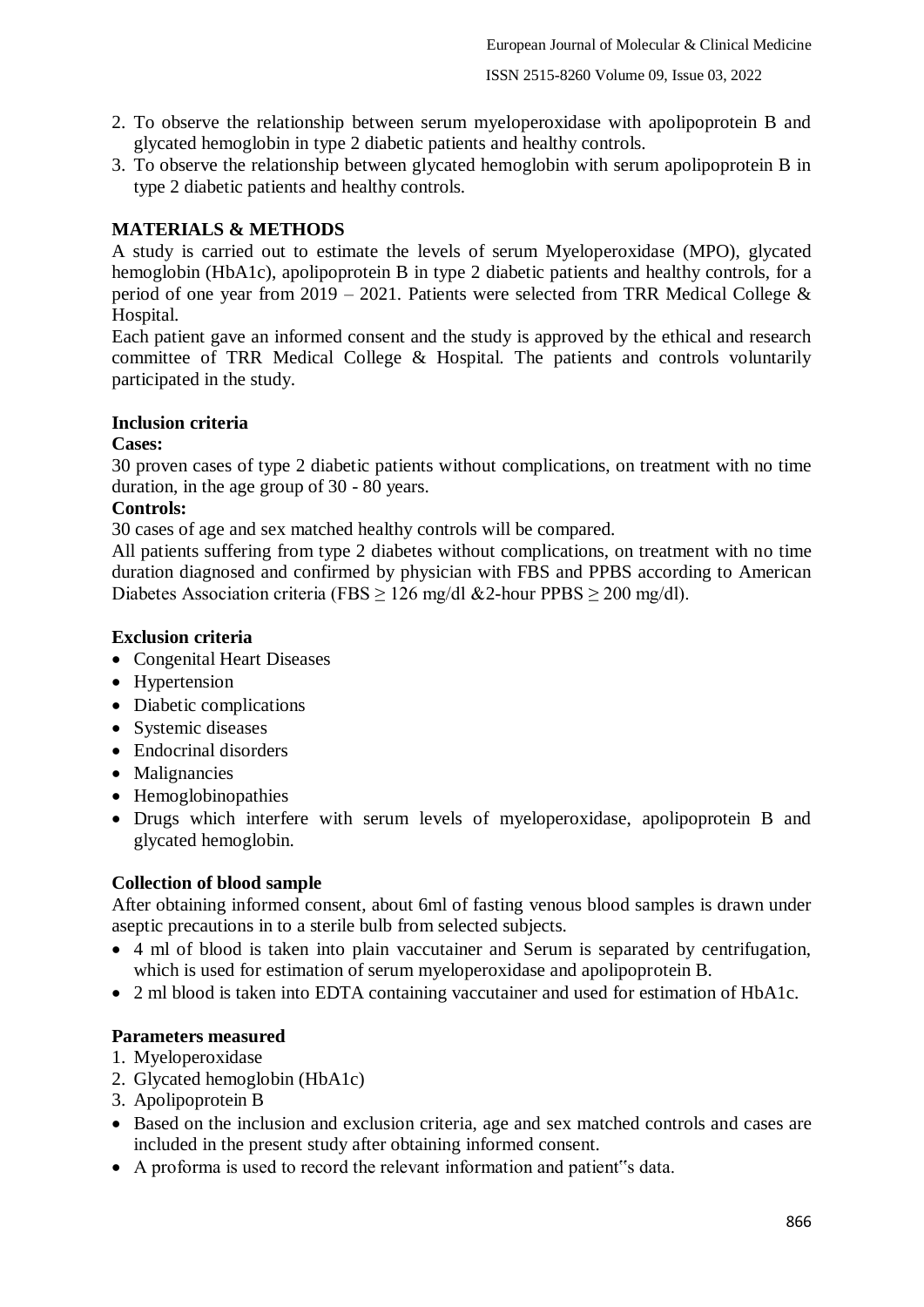2. To observe the relationship between serum myeloperoxidase with apolipoprotein B and glycated hemoglobin in type 2 diabetic patients and healthy controls.
3. To observe the relationship between glycated hemoglobin with serum apolipoprotein B in type 2 diabetic patients and healthy controls.

## MATERIALS & METHODS

A study is carried out to estimate the levels of serum Myeloperoxidase (MPO), glycated hemoglobin (HbA1c), apolipoprotein B in type 2 diabetic patients and healthy controls, for a period of one year from 2019 – 2021. Patients were selected from TRR Medical College & Hospital.

Each patient gave an informed consent and the study is approved by the ethical and research committee of TRR Medical College & Hospital. The patients and controls voluntarily participated in the study.

### Inclusion criteria

**Cases:**

30 proven cases of type 2 diabetic patients without complications, on treatment with no time duration, in the age group of 30 - 80 years.

**Controls:**

30 cases of age and sex matched healthy controls will be compared.

All patients suffering from type 2 diabetes without complications, on treatment with no time duration diagnosed and confirmed by physician with FBS and PPBS according to American Diabetes Association criteria (FBS $\geq$ 126 mg/dl &2-hour PPBS $\geq$ 200 mg/dl).

### Exclusion criteria

- Congenital Heart Diseases
- Hypertension
- Diabetic complications
- Systemic diseases
- Endocrinal disorders
- Malignancies
- Hemoglobinopathies
- Drugs which interfere with serum levels of myeloperoxidase, apolipoprotein B and glycated hemoglobin.

### Collection of blood sample

After obtaining informed consent, about 6ml of fasting venous blood samples is drawn under aseptic precautions in to a sterile bulb from selected subjects.

- 4 ml of blood is taken into plain vaccutainer and Serum is separated by centrifugation, which is used for estimation of serum myeloperoxidase and apolipoprotein B.
- 2 ml blood is taken into EDTA containing vaccutainer and used for estimation of HbA1c.

### Parameters measured

1. Myeloperoxidase
2. Glycated hemoglobin (HbA1c)
3. Apolipoprotein B

- Based on the inclusion and exclusion criteria, age and sex matched controls and cases are included in the present study after obtaining informed consent.
- A proforma is used to record the relevant information and patient"s data.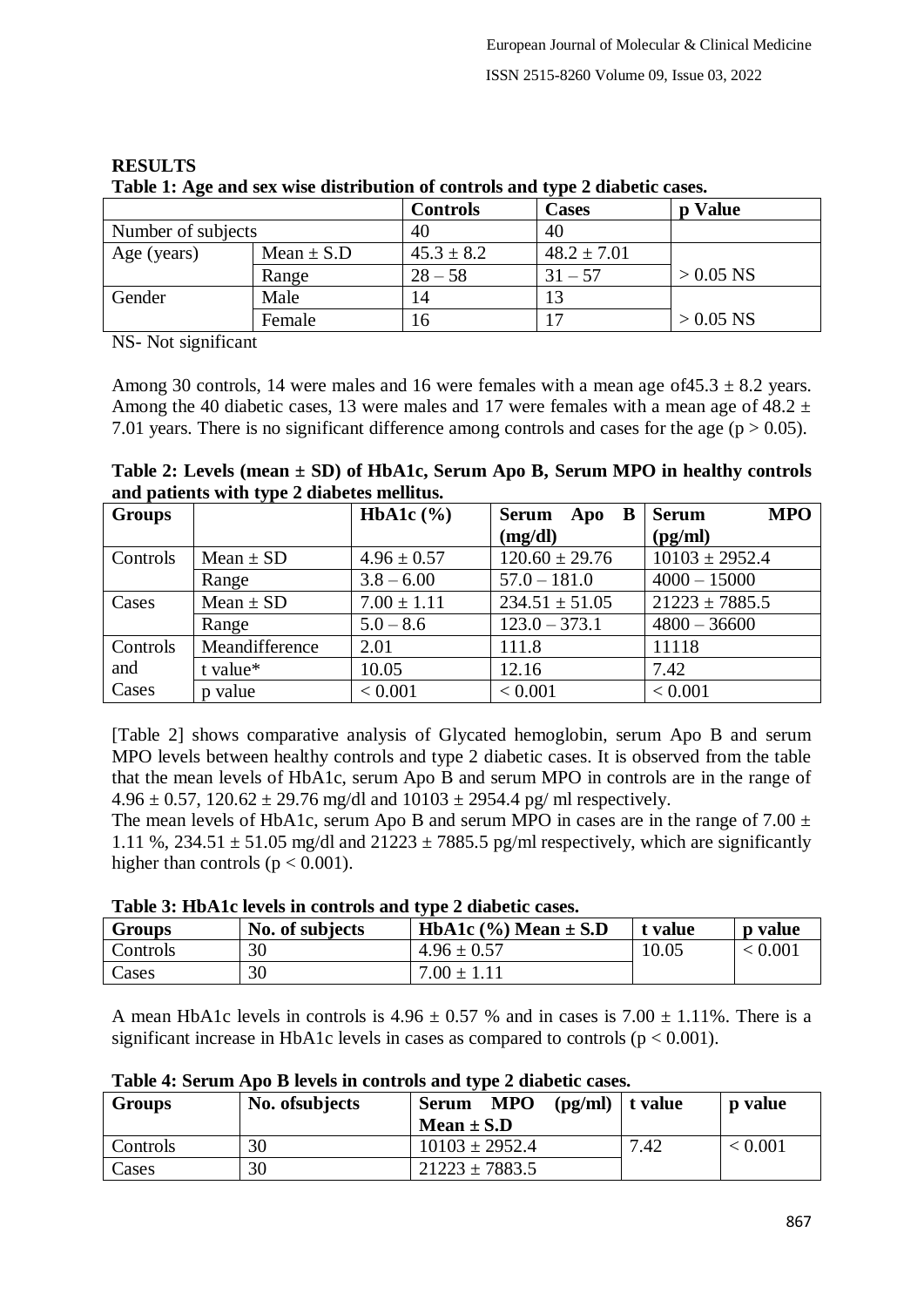## RESULTS

**Table 1: Age and sex wise distribution of controls and type 2 diabetic cases.**

| | | Controls | Cases | p Value |
|---|---|---|---|---|
| Number of subjects | | 40 | 40 | |
| Age (years) | Mean ± S.D | 45.3 ± 8.2 | 48.2 ± 7.01 | > 0.05 NS |
| | Range | 28 – 58 | 31 – 57 | |
| Gender | Male | 14 | 13 | > 0.05 NS |
| | Female | 16 | 17 | |

NS- Not significant

Among 30 controls, 14 were males and 16 were females with a mean age of45.3 ± 8.2 years. Among the 40 diabetic cases, 13 were males and 17 were females with a mean age of 48.2 ± 7.01 years. There is no significant difference among controls and cases for the age ($p > 0.05$).

**Table 2: Levels (mean ± SD) of HbA1c, Serum Apo B, Serum MPO in healthy controls and patients with type 2 diabetes mellitus.**

| Groups | | HbA1c (%) | Serum Apo B (mg/dl) | Serum MPO (pg/ml) |
|---|---|---|---|---|
| Controls | Mean ± SD | 4.96 ± 0.57 | 120.60 ± 29.76 | 10103 ± 2952.4 |
| | Range | 3.8 – 6.00 | 57.0 – 181.0 | 4000 – 15000 |
| Cases | Mean ± SD | 7.00 ± 1.11 | 234.51 ± 51.05 | 21223 ± 7885.5 |
| | Range | 5.0 – 8.6 | 123.0 – 373.1 | 4800 – 36600 |
| Controls and Cases | Meandifference | 2.01 | 111.8 | 11118 |
| | t value* | 10.05 | 12.16 | 7.42 |
| | p value | < 0.001 | < 0.001 | < 0.001 |

[Table 2] shows comparative analysis of Glycated hemoglobin, serum Apo B and serum MPO levels between healthy controls and type 2 diabetic cases. It is observed from the table that the mean levels of HbA1c, serum Apo B and serum MPO in controls are in the range of 4.96 ± 0.57, 120.62 ± 29.76 mg/dl and 10103 ± 2954.4 pg/ ml respectively.

The mean levels of HbA1c, serum Apo B and serum MPO in cases are in the range of 7.00 ± 1.11 %, 234.51 ± 51.05 mg/dl and 21223 ± 7885.5 pg/ml respectively, which are significantly higher than controls ($p < 0.001$).

**Table 3: HbA1c levels in controls and type 2 diabetic cases.**

| Groups | No. of subjects | HbA1c (%) Mean ± S.D | t value | p value |
|---|---|---|---|---|
| Controls | 30 | 4.96 ± 0.57 | 10.05 | < 0.001 |
| Cases | 30 | 7.00 ± 1.11 | | |

A mean HbA1c levels in controls is 4.96 ± 0.57 % and in cases is 7.00 ± 1.11%. There is a significant increase in HbA1c levels in cases as compared to controls ($p < 0.001$).

**Table 4: Serum Apo B levels in controls and type 2 diabetic cases.**

| Groups | No. ofsubjects | Serum MPO (pg/ml) Mean ± S.D | t value | p value |
|---|---|---|---|---|
| Controls | 30 | 10103 ± 2952.4 | 7.42 | < 0.001 |
| Cases | 30 | 21223 ± 7883.5 | | |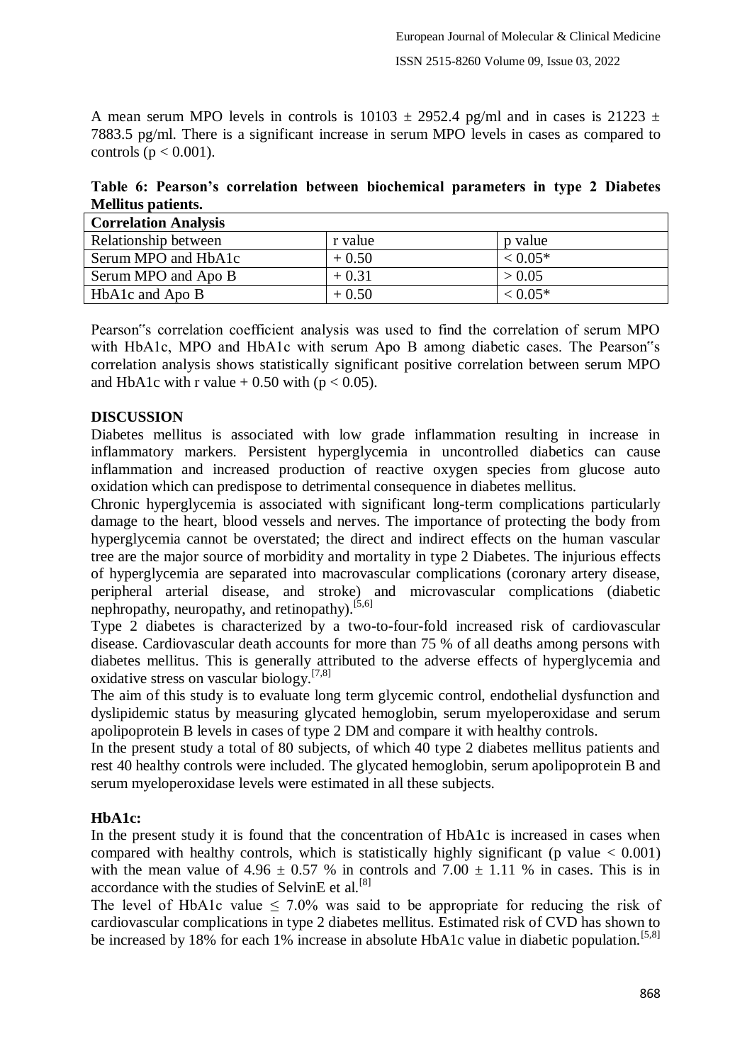A mean serum MPO levels in controls is 10103 ± 2952.4 pg/ml and in cases is 21223 ± 7883.5 pg/ml. There is a significant increase in serum MPO levels in cases as compared to controls ($p < 0.001$).

**Table 6: Pearson's correlation between biochemical parameters in type 2 Diabetes Mellitus patients.**

| **Correlation Analysis** | | |
|---|---|---|
| Relationship between | r value | p value |
| Serum MPO and HbA1c | + 0.50 | < 0.05* |
| Serum MPO and Apo B | + 0.31 | > 0.05 |
| HbA1c and Apo B | + 0.50 | < 0.05* |

Pearson"s correlation coefficient analysis was used to find the correlation of serum MPO with HbA1c, MPO and HbA1c with serum Apo B among diabetic cases. The Pearson"s correlation analysis shows statistically significant positive correlation between serum MPO and HbA1c with r value + 0.50 with ($p < 0.05$).

## DISCUSSION

Diabetes mellitus is associated with low grade inflammation resulting in increase in inflammatory markers. Persistent hyperglycemia in uncontrolled diabetics can cause inflammation and increased production of reactive oxygen species from glucose auto oxidation which can predispose to detrimental consequence in diabetes mellitus.

Chronic hyperglycemia is associated with significant long-term complications particularly damage to the heart, blood vessels and nerves. The importance of protecting the body from hyperglycemia cannot be overstated; the direct and indirect effects on the human vascular tree are the major source of morbidity and mortality in type 2 Diabetes. The injurious effects of hyperglycemia are separated into macrovascular complications (coronary artery disease, peripheral arterial disease, and stroke) and microvascular complications (diabetic nephropathy, neuropathy, and retinopathy).[5,6]

Type 2 diabetes is characterized by a two-to-four-fold increased risk of cardiovascular disease. Cardiovascular death accounts for more than 75 % of all deaths among persons with diabetes mellitus. This is generally attributed to the adverse effects of hyperglycemia and oxidative stress on vascular biology.[7,8]

The aim of this study is to evaluate long term glycemic control, endothelial dysfunction and dyslipidemic status by measuring glycated hemoglobin, serum myeloperoxidase and serum apolipoprotein B levels in cases of type 2 DM and compare it with healthy controls.

In the present study a total of 80 subjects, of which 40 type 2 diabetes mellitus patients and rest 40 healthy controls were included. The glycated hemoglobin, serum apolipoprotein B and serum myeloperoxidase levels were estimated in all these subjects.

### HbA1c:

In the present study it is found that the concentration of HbA1c is increased in cases when compared with healthy controls, which is statistically highly significant (p value $< 0.001$) with the mean value of 4.96 ± 0.57 % in controls and 7.00 ± 1.11 % in cases. This is in accordance with the studies of SelvinE et al.[8]

The level of HbA1c value ≤ 7.0% was said to be appropriate for reducing the risk of cardiovascular complications in type 2 diabetes mellitus. Estimated risk of CVD has shown to be increased by 18% for each 1% increase in absolute HbA1c value in diabetic population.[5,8]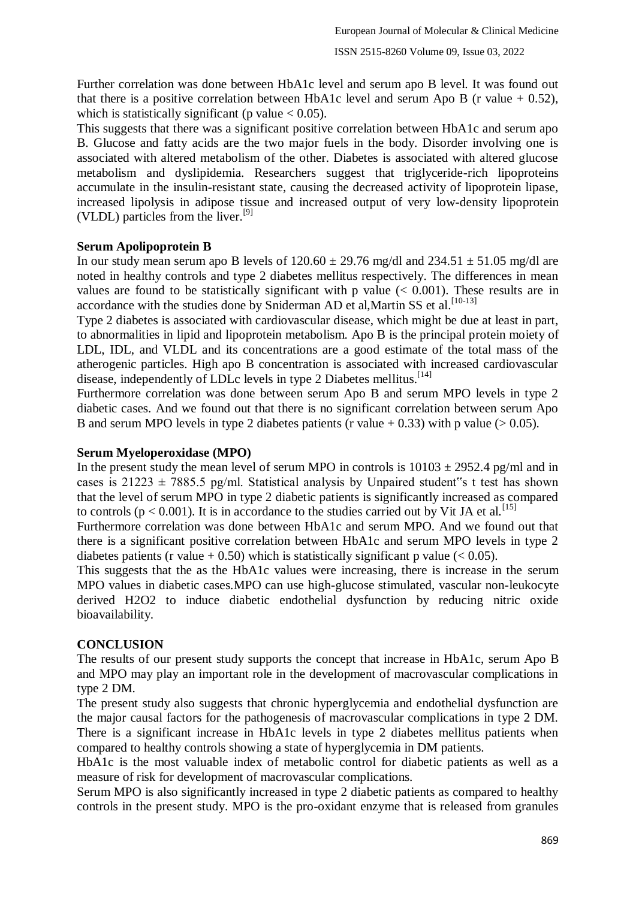Further correlation was done between HbA1c level and serum apo B level. It was found out that there is a positive correlation between HbA1c level and serum Apo B (r value + 0.52), which is statistically significant (p value < 0.05).

This suggests that there was a significant positive correlation between HbA1c and serum apo B. Glucose and fatty acids are the two major fuels in the body. Disorder involving one is associated with altered metabolism of the other. Diabetes is associated with altered glucose metabolism and dyslipidemia. Researchers suggest that triglyceride-rich lipoproteins accumulate in the insulin-resistant state, causing the decreased activity of lipoprotein lipase, increased lipolysis in adipose tissue and increased output of very low-density lipoprotein (VLDL) particles from the liver.[9]

**Serum Apolipoprotein B**

In our study mean serum apo B levels of 120.60 ± 29.76 mg/dl and 234.51 ± 51.05 mg/dl are noted in healthy controls and type 2 diabetes mellitus respectively. The differences in mean values are found to be statistically significant with p value (< 0.001). These results are in accordance with the studies done by Sniderman AD et al,Martin SS et al.[10-13]

Type 2 diabetes is associated with cardiovascular disease, which might be due at least in part, to abnormalities in lipid and lipoprotein metabolism. Apo B is the principal protein moiety of LDL, IDL, and VLDL and its concentrations are a good estimate of the total mass of the atherogenic particles. High apo B concentration is associated with increased cardiovascular disease, independently of LDLc levels in type 2 Diabetes mellitus.[14]

Furthermore correlation was done between serum Apo B and serum MPO levels in type 2 diabetic cases. And we found out that there is no significant correlation between serum Apo B and serum MPO levels in type 2 diabetes patients (r value + 0.33) with p value (> 0.05).

**Serum Myeloperoxidase (MPO)**

In the present study the mean level of serum MPO in controls is 10103 ± 2952.4 pg/ml and in cases is 21223 ± 7885.5 pg/ml. Statistical analysis by Unpaired student"s t test has shown that the level of serum MPO in type 2 diabetic patients is significantly increased as compared to controls (p < 0.001). It is in accordance to the studies carried out by Vit JA et al.[15]

Furthermore correlation was done between HbA1c and serum MPO. And we found out that there is a significant positive correlation between HbA1c and serum MPO levels in type 2 diabetes patients (r value + 0.50) which is statistically significant p value (< 0.05).

This suggests that the as the HbA1c values were increasing, there is increase in the serum MPO values in diabetic cases.MPO can use high-glucose stimulated, vascular non-leukocyte derived $H_2O_2$ to induce diabetic endothelial dysfunction by reducing nitric oxide bioavailability.

**CONCLUSION**

The results of our present study supports the concept that increase in HbA1c, serum Apo B and MPO may play an important role in the development of macrovascular complications in type 2 DM.

The present study also suggests that chronic hyperglycemia and endothelial dysfunction are the major causal factors for the pathogenesis of macrovascular complications in type 2 DM. There is a significant increase in HbA1c levels in type 2 diabetes mellitus patients when compared to healthy controls showing a state of hyperglycemia in DM patients.

HbA1c is the most valuable index of metabolic control for diabetic patients as well as a measure of risk for development of macrovascular complications.

Serum MPO is also significantly increased in type 2 diabetic patients as compared to healthy controls in the present study. MPO is the pro-oxidant enzyme that is released from granules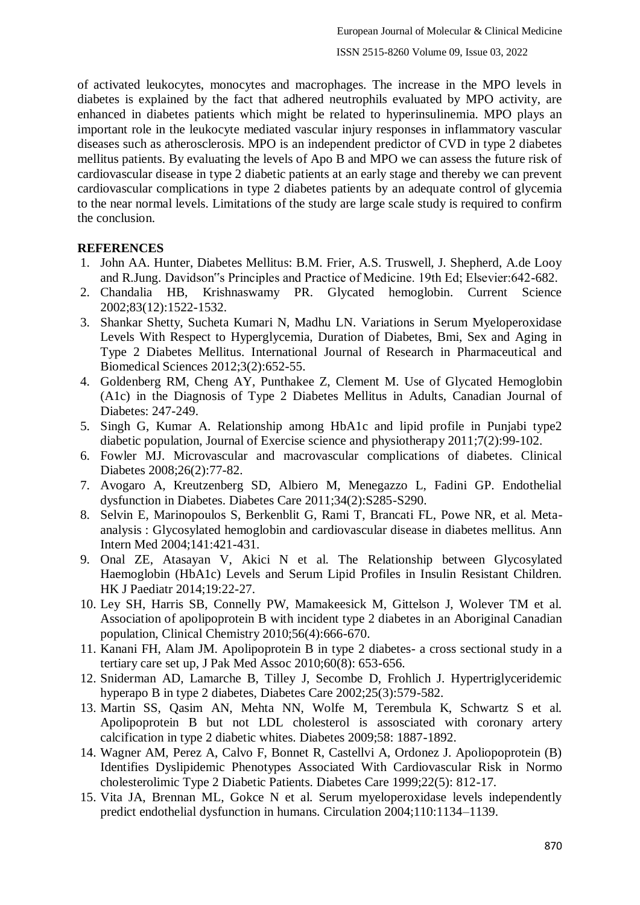of activated leukocytes, monocytes and macrophages. The increase in the MPO levels in diabetes is explained by the fact that adhered neutrophils evaluated by MPO activity, are enhanced in diabetes patients which might be related to hyperinsulinemia. MPO plays an important role in the leukocyte mediated vascular injury responses in inflammatory vascular diseases such as atherosclerosis. MPO is an independent predictor of CVD in type 2 diabetes mellitus patients. By evaluating the levels of Apo B and MPO we can assess the future risk of cardiovascular disease in type 2 diabetic patients at an early stage and thereby we can prevent cardiovascular complications in type 2 diabetes patients by an adequate control of glycemia to the near normal levels. Limitations of the study are large scale study is required to confirm the conclusion.

## REFERENCES

1. John AA. Hunter, Diabetes Mellitus: B.M. Frier, A.S. Truswell, J. Shepherd, A.de Looy and R.Jung. Davidson"s Principles and Practice of Medicine. 19th Ed; Elsevier:642-682.
2. Chandalia HB, Krishnaswamy PR. Glycated hemoglobin. Current Science 2002;83(12):1522-1532.
3. Shankar Shetty, Sucheta Kumari N, Madhu LN. Variations in Serum Myeloperoxidase Levels With Respect to Hyperglycemia, Duration of Diabetes, Bmi, Sex and Aging in Type 2 Diabetes Mellitus. International Journal of Research in Pharmaceutical and Biomedical Sciences 2012;3(2):652-55.
4. Goldenberg RM, Cheng AY, Punthakee Z, Clement M. Use of Glycated Hemoglobin (A1c) in the Diagnosis of Type 2 Diabetes Mellitus in Adults, Canadian Journal of Diabetes: 247-249.
5. Singh G, Kumar A. Relationship among HbA1c and lipid profile in Punjabi type2 diabetic population, Journal of Exercise science and physiotherapy 2011;7(2):99-102.
6. Fowler MJ. Microvascular and macrovascular complications of diabetes. Clinical Diabetes 2008;26(2):77-82.
7. Avogaro A, Kreutzenberg SD, Albiero M, Menegazzo L, Fadini GP. Endothelial dysfunction in Diabetes. Diabetes Care 2011;34(2):S285-S290.
8. Selvin E, Marinopoulos S, Berkenblit G, Rami T, Brancati FL, Powe NR, et al. Meta-analysis : Glycosylated hemoglobin and cardiovascular disease in diabetes mellitus. Ann Intern Med 2004;141:421-431.
9. Onal ZE, Atasayan V, Akici N et al. The Relationship between Glycosylated Haemoglobin (HbA1c) Levels and Serum Lipid Profiles in Insulin Resistant Children. HK J Paediatr 2014;19:22-27.
10. Ley SH, Harris SB, Connelly PW, Mamakeesick M, Gittelson J, Wolever TM et al. Association of apolipoprotein B with incident type 2 diabetes in an Aboriginal Canadian population, Clinical Chemistry 2010;56(4):666-670.
11. Kanani FH, Alam JM. Apolipoprotein B in type 2 diabetes- a cross sectional study in a tertiary care set up, J Pak Med Assoc 2010;60(8): 653-656.
12. Sniderman AD, Lamarche B, Tilley J, Secombe D, Frohlich J. Hypertriglyceridemic hyperapo B in type 2 diabetes, Diabetes Care 2002;25(3):579-582.
13. Martin SS, Qasim AN, Mehta NN, Wolfe M, Terembula K, Schwartz S et al. Apolipoprotein B but not LDL cholesterol is assosciated with coronary artery calcification in type 2 diabetic whites. Diabetes 2009;58: 1887-1892.
14. Wagner AM, Perez A, Calvo F, Bonnet R, Castellvi A, Ordonez J. Apoliopoprotein (B) Identifies Dyslipidemic Phenotypes Associated With Cardiovascular Risk in Normo cholesterolimic Type 2 Diabetic Patients. Diabetes Care 1999;22(5): 812-17.
15. Vita JA, Brennan ML, Gokce N et al. Serum myeloperoxidase levels independently predict endothelial dysfunction in humans. Circulation 2004;110:1134–1139.